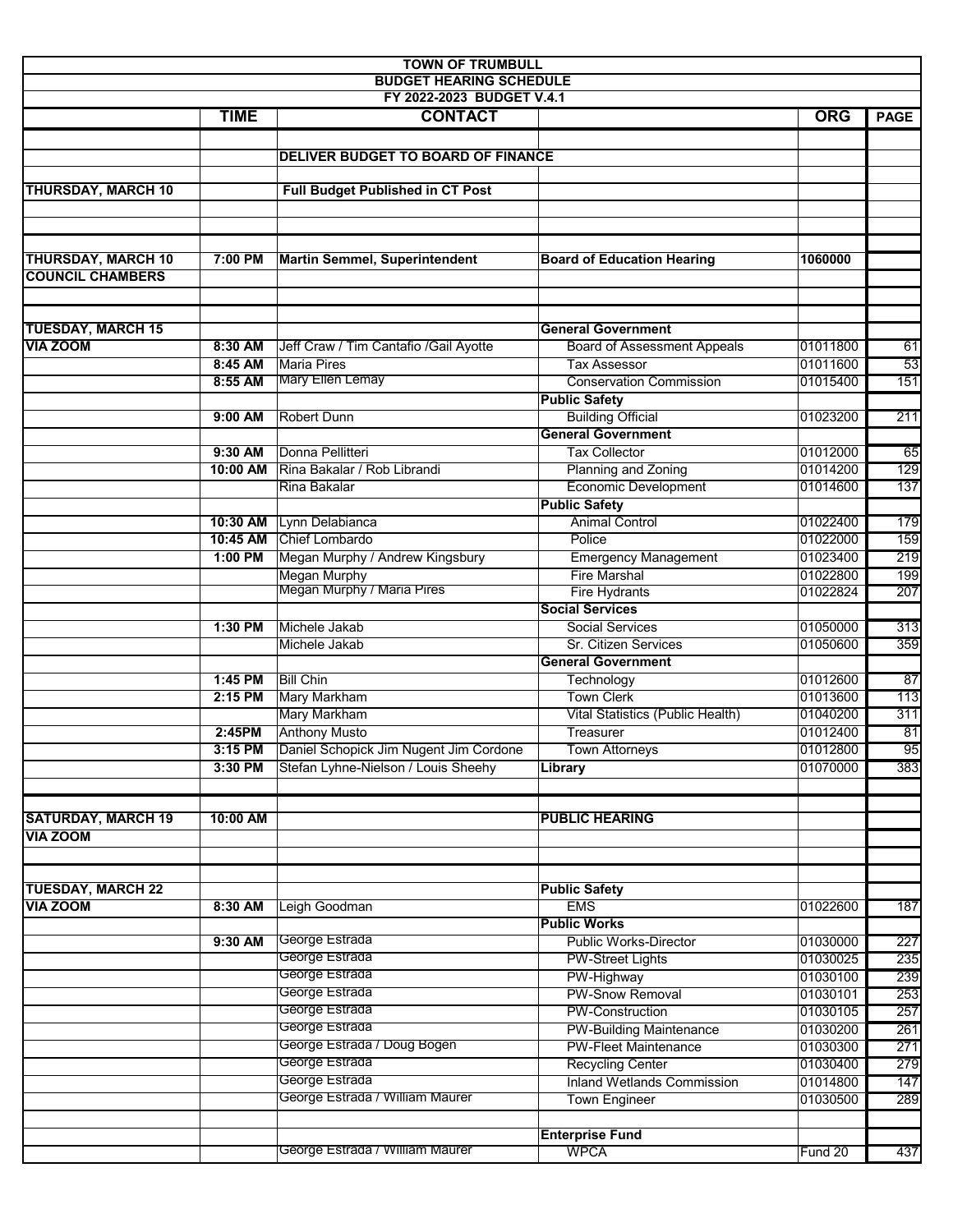# TOWN OF TRUMBULL
## BUDGET HEARING SCHEDULE
### FY 2022-2023 BUDGET V.4.1

| | TIME | CONTACT | | ORG | PAGE |
|---|---|---|---|---|---|
| | | **DELIVER BUDGET TO BOARD OF FINANCE** | | | |
| **THURSDAY, MARCH 10** | | **Full Budget Published in CT Post** | | | |
| **THURSDAY, MARCH 10** | **7:00 PM** | **Martin Semmel, Superintendent** | **Board of Education Hearing** | **1060000** | |
| **COUNCIL CHAMBERS** | | | | | |
| **TUESDAY, MARCH 15** | | | **General Government** | | |
| **VIA ZOOM** | **8:30 AM** | Jeff Craw / Tim Cantafio /Gail Ayotte | Board of Assessment Appeals | 01011800 | 61 |
| | **8:45 AM** | Maria Pires | Tax Assessor | 01011600 | 53 |
| | **8:55 AM** | Mary Ellen Lemay | Conservation Commission | 01015400 | 151 |
| | | | **Public Safety** | | |
| | **9:00 AM** | Robert Dunn | Building Official | 01023200 | 211 |
| | | | **General Government** | | |
| | **9:30 AM** | Donna Pellitteri | Tax Collector | 01012000 | 65 |
| | **10:00 AM** | Rina Bakalar / Rob Librandi | Planning and Zoning | 01014200 | 129 |
| | | Rina Bakalar | Economic Development | 01014600 | 137 |
| | | | **Public Safety** | | |
| | **10:30 AM** | Lynn Delabianca | Animal Control | 01022400 | 179 |
| | **10:45 AM** | Chief Lombardo | Police | 01022000 | 159 |
| | **1:00 PM** | Megan Murphy / Andrew Kingsbury | Emergency Management | 01023400 | 219 |
| | | Megan Murphy | Fire Marshal | 01022800 | 199 |
| | | Megan Murphy / Maria Pires | Fire Hydrants | 01022824 | 207 |
| | | | **Social Services** | | |
| | **1:30 PM** | Michele Jakab | Social Services | 01050000 | 313 |
| | | Michele Jakab | Sr. Citizen Services | 01050600 | 359 |
| | | | **General Government** | | |
| | **1:45 PM** | Bill Chin | Technology | 01012600 | 87 |
| | **2:15 PM** | Mary Markham | Town Clerk | 01013600 | 113 |
| | | Mary Markham | Vital Statistics (Public Health) | 01040200 | 311 |
| | **2:45PM** | Anthony Musto | Treasurer | 01012400 | 81 |
| | **3:15 PM** | Daniel Schopick Jim Nugent Jim Cordone | Town Attorneys | 01012800 | 95 |
| | **3:30 PM** | Stefan Lyhne-Nielson / Louis Sheehy | **Library** | 01070000 | 383 |
| **SATURDAY, MARCH 19** | **10:00 AM** | | **PUBLIC HEARING** | | |
| **VIA ZOOM** | | | | | |
| **TUESDAY, MARCH 22** | | | **Public Safety** | | |
| **VIA ZOOM** | **8:30 AM** | Leigh Goodman | EMS | 01022600 | 187 |
| | | | **Public Works** | | |
| | **9:30 AM** | George Estrada | Public Works-Director | 01030000 | 227 |
| | | George Estrada | PW-Street Lights | 01030025 | 235 |
| | | George Estrada | PW-Highway | 01030100 | 239 |
| | | George Estrada | PW-Snow Removal | 01030101 | 253 |
| | | George Estrada | PW-Construction | 01030105 | 257 |
| | | George Estrada | PW-Building Maintenance | 01030200 | 261 |
| | | George Estrada / Doug Bogen | PW-Fleet Maintenance | 01030300 | 271 |
| | | George Estrada | Recycling Center | 01030400 | 279 |
| | | George Estrada | Inland Wetlands Commission | 01014800 | 147 |
| | | George Estrada / William Maurer | Town Engineer | 01030500 | 289 |
| | | | **Enterprise Fund** | | |
| | | George Estrada / William Maurer | WPCA | Fund 20 | 437 |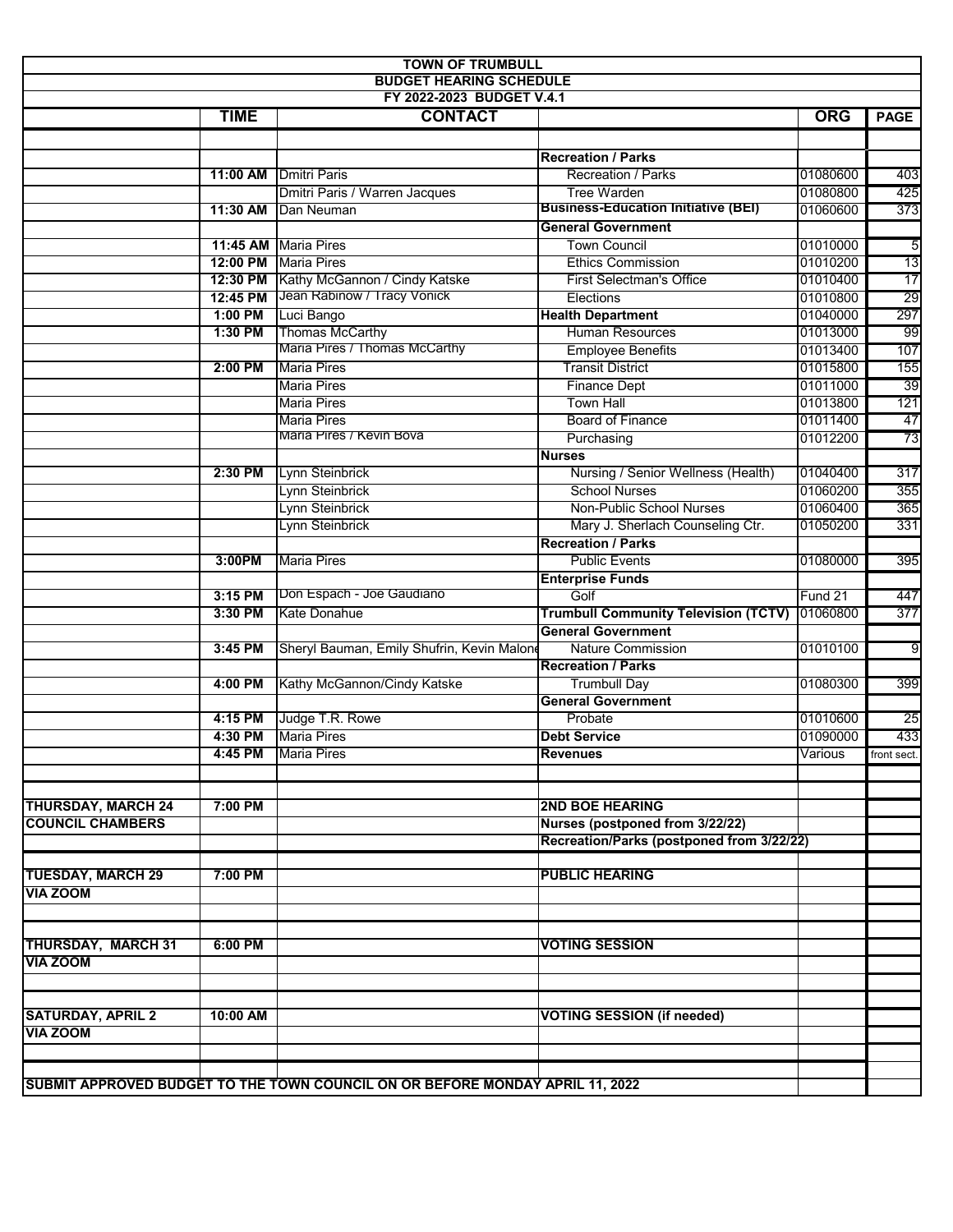| TOWN OF TRUMBULL | | | | | |
|---|---|---|---|---|---|
| BUDGET HEARING SCHEDULE | | | | | |
| FY 2022-2023 BUDGET V.4.1 | | | | | |
| | **TIME** | **CONTACT** | | **ORG** | **PAGE** |
| | | | | | |
| | | | **Recreation / Parks** | | |
| | **11:00 AM** | Dmitri Paris | Recreation / Parks | 01080600 | 403 |
| | | Dmitri Paris / Warren Jacques | Tree Warden | 01080800 | 425 |
| | **11:30 AM** | Dan Neuman | **Business-Education Initiative (BEI)** | 01060600 | 373 |
| | | | **General Government** | | |
| | **11:45 AM** | Maria Pires | Town Council | 01010000 | 5 |
| | **12:00 PM** | Maria Pires | Ethics Commission | 01010200 | 13 |
| | **12:30 PM** | Kathy McGannon / Cindy Katske | First Selectman's Office | 01010400 | 17 |
| | **12:45 PM** | Jean Rabinow / Tracy Vonick | Elections | 01010800 | 29 |
| | **1:00 PM** | Luci Bango | **Health Department** | 01040000 | 297 |
| | **1:30 PM** | Thomas McCarthy | Human Resources | 01013000 | 99 |
| | | Maria Pires / Thomas McCarthy | Employee Benefits | 01013400 | 107 |
| | **2:00 PM** | Maria Pires | Transit District | 01015800 | 155 |
| | | Maria Pires | Finance Dept | 01011000 | 39 |
| | | Maria Pires | Town Hall | 01013800 | 121 |
| | | Maria Pires | Board of Finance | 01011400 | 47 |
| | | Maria Pires / Kevin Bova | Purchasing | 01012200 | 73 |
| | | | **Nurses** | | |
| | **2:30 PM** | Lynn Steinbrick | Nursing / Senior Wellness (Health) | 01040400 | 317 |
| | | Lynn Steinbrick | School Nurses | 01060200 | 355 |
| | | Lynn Steinbrick | Non-Public School Nurses | 01060400 | 365 |
| | | Lynn Steinbrick | Mary J. Sherlach Counseling Ctr. | 01050200 | 331 |
| | | | **Recreation / Parks** | | |
| | **3:00PM** | Maria Pires | Public Events | 01080000 | 395 |
| | | | **Enterprise Funds** | | |
| | **3:15 PM** | Don Espach - Joe Gaudiano | Golf | Fund 21 | 447 |
| | **3:30 PM** | Kate Donahue | **Trumbull Community Television (TCTV)** | 01060800 | 377 |
| | | | **General Government** | | |
| | **3:45 PM** | Sheryl Bauman, Emily Shufrin, Kevin Malone | Nature Commission | 01010100 | 9 |
| | | | **Recreation / Parks** | | |
| | **4:00 PM** | Kathy McGannon/Cindy Katske | Trumbull Day | 01080300 | 399 |
| | | | **General Government** | | |
| | **4:15 PM** | Judge T.R. Rowe | Probate | 01010600 | 25 |
| | **4:30 PM** | Maria Pires | **Debt Service** | 01090000 | 433 |
| | **4:45 PM** | Maria Pires | **Revenues** | Various | front sect. |
| | | | | | |
| **THURSDAY, MARCH 24** | **7:00 PM** | | **2ND BOE HEARING** | | |
| **COUNCIL CHAMBERS** | | | **Nurses (postponed from 3/22/22)** | | |
| | | | **Recreation/Parks (postponed from 3/22/22)** | | |
| **TUESDAY, MARCH 29** | **7:00 PM** | | **PUBLIC HEARING** | | |
| **VIA ZOOM** | | | | | |
| **THURSDAY, MARCH 31** | **6:00 PM** | | **VOTING SESSION** | | |
| **VIA ZOOM** | | | | | |
| **SATURDAY, APRIL 2** | **10:00 AM** | | **VOTING SESSION (if needed)** | | |
| **VIA ZOOM** | | | | | |
| **SUBMIT APPROVED BUDGET TO THE TOWN COUNCIL ON OR BEFORE MONDAY APRIL 11, 2022** | | | | | |